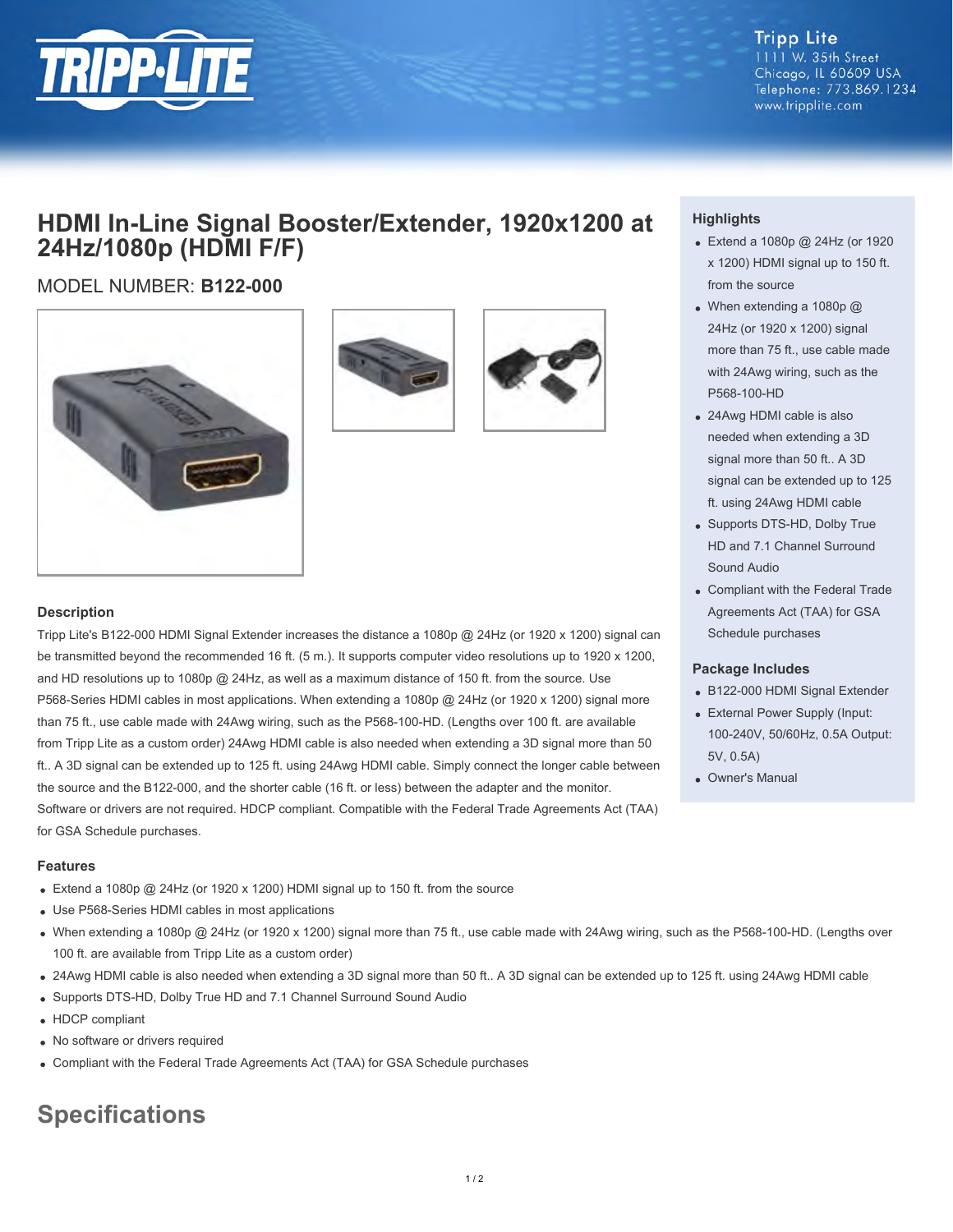Tripp Lite
1111 W. 35th Street
Chicago, IL 60609 USA
Telephone: 773.869.1234
www.tripplite.com

# HDMI In-Line Signal Booster/Extender, 1920x1200 at 24Hz/1080p (HDMI F/F)

MODEL NUMBER: **B122-000**

## Highlights

- Extend a 1080p @ 24Hz (or 1920 x 1200) HDMI signal up to 150 ft. from the source
- When extending a 1080p @ 24Hz (or 1920 x 1200) signal more than 75 ft., use cable made with 24Awg wiring, such as the P568-100-HD
- 24Awg HDMI cable is also needed when extending a 3D signal more than 50 ft.. A 3D signal can be extended up to 125 ft. using 24Awg HDMI cable
- Supports DTS-HD, Dolby True HD and 7.1 Channel Surround Sound Audio
- Compliant with the Federal Trade Agreements Act (TAA) for GSA Schedule purchases

## Package Includes

- B122-000 HDMI Signal Extender
- External Power Supply (Input: 100-240V, 50/60Hz, 0.5A Output: 5V, 0.5A)
- Owner's Manual

## Description

Tripp Lite's B122-000 HDMI Signal Extender increases the distance a 1080p @ 24Hz (or 1920 x 1200) signal can be transmitted beyond the recommended 16 ft. (5 m.). It supports computer video resolutions up to 1920 x 1200, and HD resolutions up to 1080p @ 24Hz, as well as a maximum distance of 150 ft. from the source. Use P568-Series HDMI cables in most applications. When extending a 1080p @ 24Hz (or 1920 x 1200) signal more than 75 ft., use cable made with 24Awg wiring, such as the P568-100-HD. (Lengths over 100 ft. are available from Tripp Lite as a custom order) 24Awg HDMI cable is also needed when extending a 3D signal more than 50 ft.. A 3D signal can be extended up to 125 ft. using 24Awg HDMI cable. Simply connect the longer cable between the source and the B122-000, and the shorter cable (16 ft. or less) between the adapter and the monitor. Software or drivers are not required. HDCP compliant. Compatible with the Federal Trade Agreements Act (TAA) for GSA Schedule purchases.

## Features

- Extend a 1080p @ 24Hz (or 1920 x 1200) HDMI signal up to 150 ft. from the source
- Use P568-Series HDMI cables in most applications
- When extending a 1080p @ 24Hz (or 1920 x 1200) signal more than 75 ft., use cable made with 24Awg wiring, such as the P568-100-HD. (Lengths over 100 ft. are available from Tripp Lite as a custom order)
- 24Awg HDMI cable is also needed when extending a 3D signal more than 50 ft.. A 3D signal can be extended up to 125 ft. using 24Awg HDMI cable
- Supports DTS-HD, Dolby True HD and 7.1 Channel Surround Sound Audio
- HDCP compliant
- No software or drivers required
- Compliant with the Federal Trade Agreements Act (TAA) for GSA Schedule purchases

# Specifications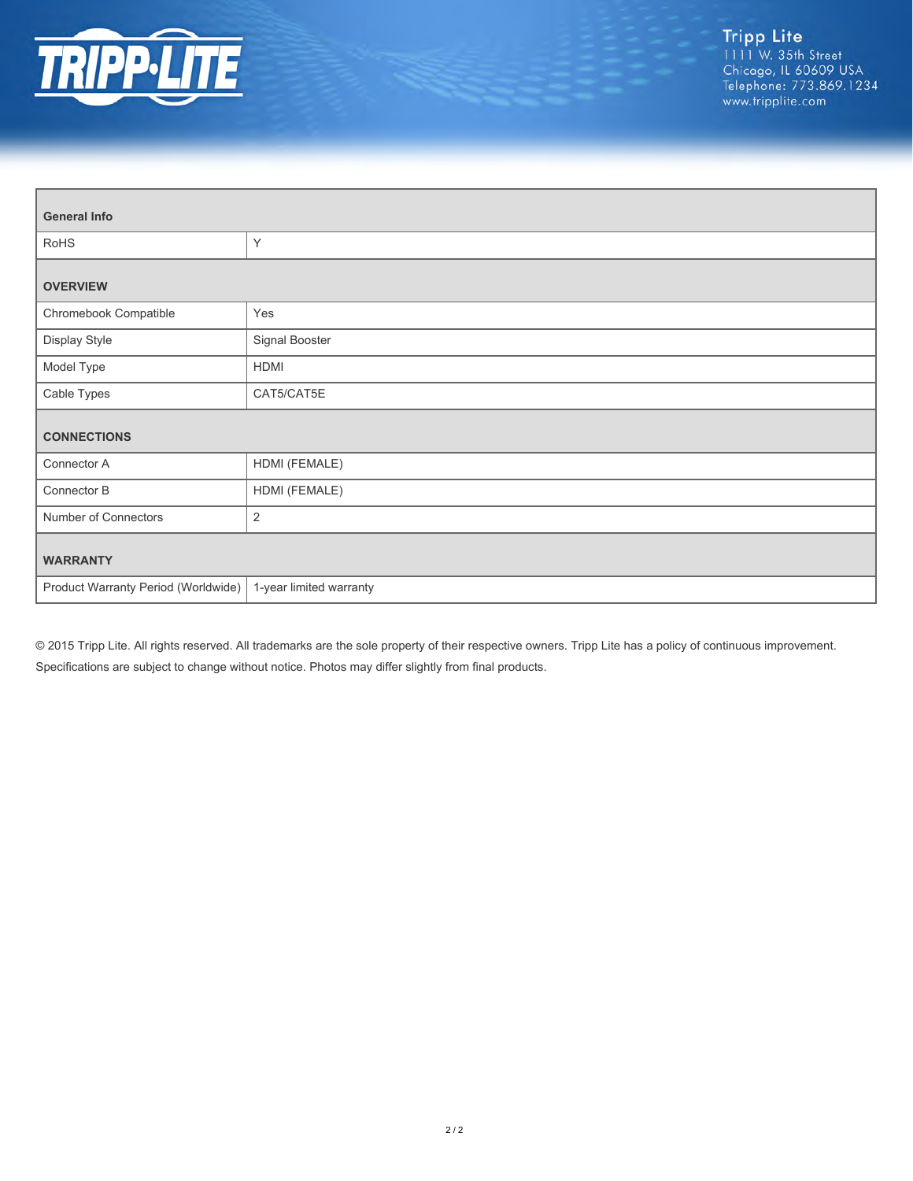Tripp Lite
1111 W. 35th Street
Chicago, IL 60609 USA
Telephone: 773.869.1234
www.tripplite.com

| | |
|---|---|
| **General Info** | |
| RoHS | Y |
| **OVERVIEW** | |
| Chromebook Compatible | Yes |
| Display Style | Signal Booster |
| Model Type | HDMI |
| Cable Types | CAT5/CAT5E |
| **CONNECTIONS** | |
| Connector A | HDMI (FEMALE) |
| Connector B | HDMI (FEMALE) |
| Number of Connectors | 2 |
| **WARRANTY** | |
| Product Warranty Period (Worldwide) | 1-year limited warranty |

© 2015 Tripp Lite. All rights reserved. All trademarks are the sole property of their respective owners. Tripp Lite has a policy of continuous improvement. Specifications are subject to change without notice. Photos may differ slightly from final products.